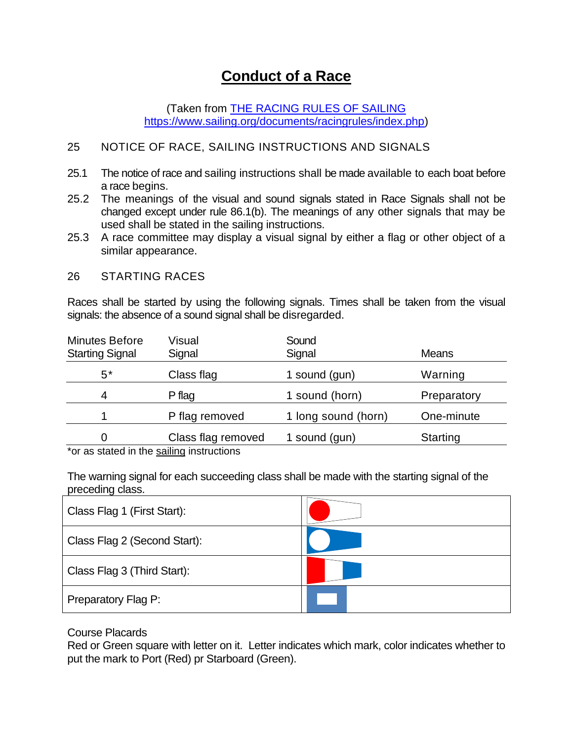# Conduct of a Race

(Taken from [THE RACING RULES OF SAILING](https://www.sailing.org/documents/racingrules/index.php) https://www.sailing.org/documents/racingrules/index.php)

## 25 NOTICE OF RACE, SAILING INSTRUCTIONS AND SIGNALS

25.1 The notice of race and sailing instructions shall be made available to each boat before a race begins.

25.2 The meanings of the visual and sound signals stated in Race Signals shall not be changed except under rule 86.1(b). The meanings of any other signals that may be used shall be stated in the sailing instructions.

25.3 A race committee may display a visual signal by either a flag or other object of a similar appearance.

## 26 STARTING RACES

Races shall be started by using the following signals. Times shall be taken from the visual signals: the absence of a sound signal shall be disregarded.

| Minutes Before Starting Signal | Visual Signal | Sound Signal | Means |
|---|---|---|---|
| 5* | Class flag | 1 sound (gun) | Warning |
| 4 | P flag | 1 sound (horn) | Preparatory |
| 1 | P flag removed | 1 long sound (horn) | One-minute |
| 0 | Class flag removed | 1 sound (gun) | Starting |

*or as stated in the sailing instructions

The warning signal for each succeeding class shall be made with the starting signal of the preceding class.

| | |
|---|---|
| Class Flag 1 (First Start): | |
| Class Flag 2 (Second Start): | |
| Class Flag 3 (Third Start): | |
| Preparatory Flag P: | |

Course Placards

Red or Green square with letter on it. Letter indicates which mark, color indicates whether to put the mark to Port (Red) pr Starboard (Green).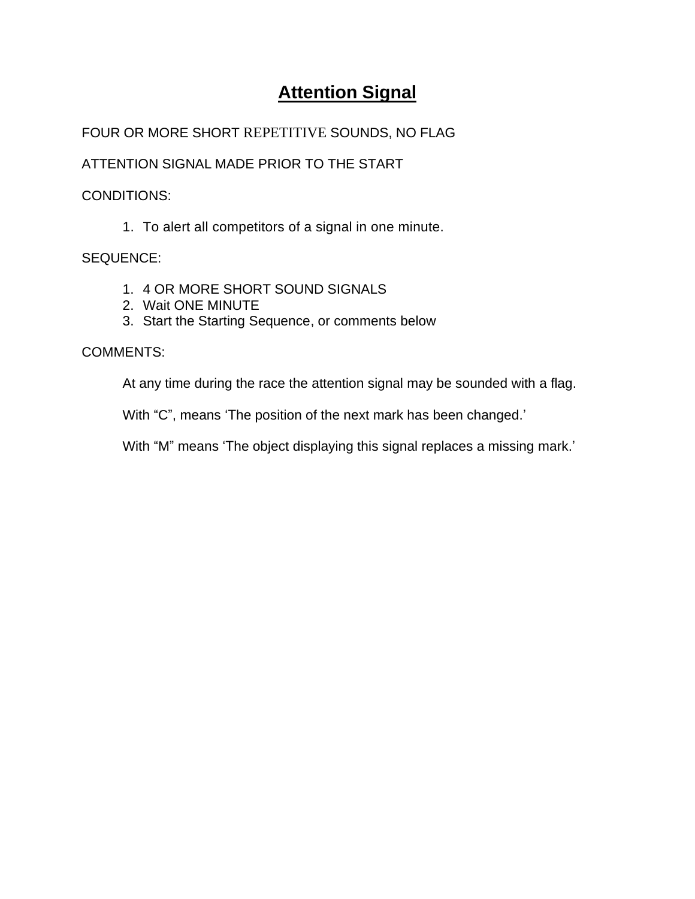# Attention Signal

FOUR OR MORE SHORT REPETITIVE SOUNDS, NO FLAG

ATTENTION SIGNAL MADE PRIOR TO THE START

CONDITIONS:

1. To alert all competitors of a signal in one minute.

SEQUENCE:

1. 4 OR MORE SHORT SOUND SIGNALS
2. Wait ONE MINUTE
3. Start the Starting Sequence, or comments below

COMMENTS:

At any time during the race the attention signal may be sounded with a flag.

With “C”, means ‘The position of the next mark has been changed.’

With “M” means ‘The object displaying this signal replaces a missing mark.’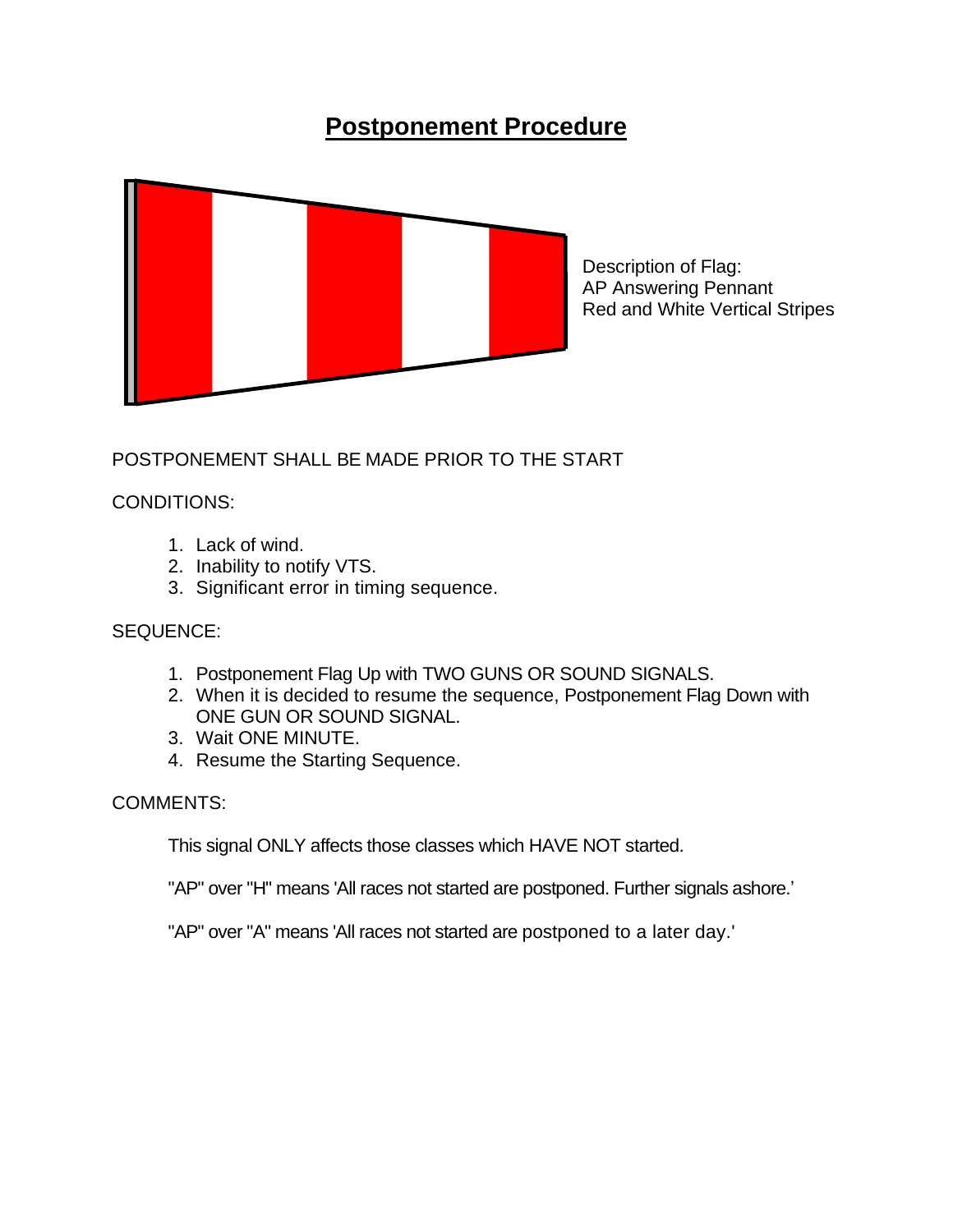# Postponement Procedure

Description of Flag:
AP Answering Pennant
Red and White Vertical Stripes

POSTPONEMENT SHALL BE MADE PRIOR TO THE START

CONDITIONS:

1. Lack of wind.
2. Inability to notify VTS.
3. Significant error in timing sequence.

SEQUENCE:

1. Postponement Flag Up with TWO GUNS OR SOUND SIGNALS.
2. When it is decided to resume the sequence, Postponement Flag Down with ONE GUN OR SOUND SIGNAL.
3. Wait ONE MINUTE.
4. Resume the Starting Sequence.

COMMENTS:

This signal ONLY affects those classes which HAVE NOT started.

"AP" over "H" means 'All races not started are postponed. Further signals ashore.'

"AP" over "A" means 'All races not started are postponed to a later day.'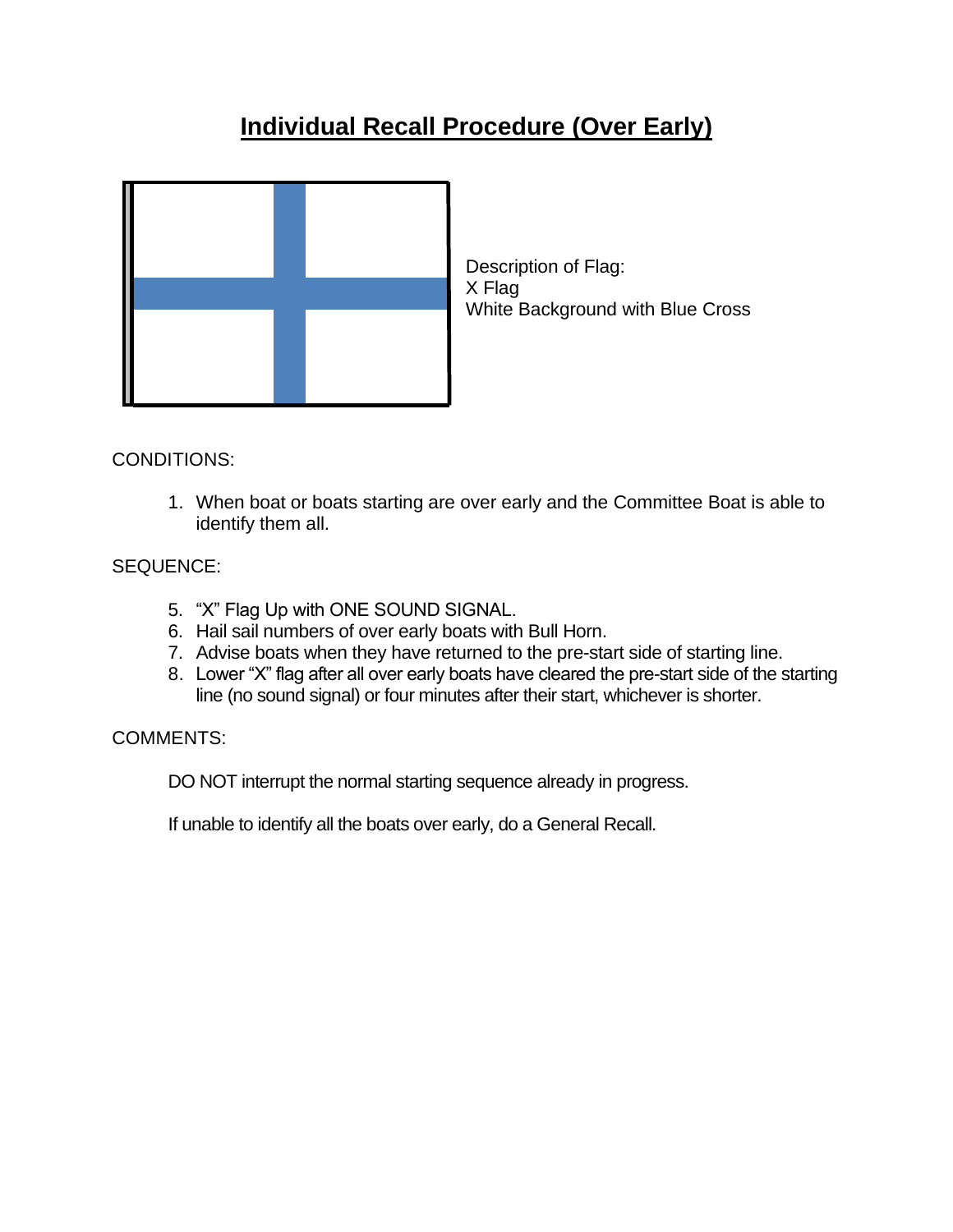# Individual Recall Procedure (Over Early)

Description of Flag:
X Flag
White Background with Blue Cross

CONDITIONS:

1. When boat or boats starting are over early and the Committee Boat is able to identify them all.

SEQUENCE:

5. "X" Flag Up with ONE SOUND SIGNAL.
6. Hail sail numbers of over early boats with Bull Horn.
7. Advise boats when they have returned to the pre-start side of starting line.
8. Lower "X" flag after all over early boats have cleared the pre-start side of the starting line (no sound signal) or four minutes after their start, whichever is shorter.

COMMENTS:

DO NOT interrupt the normal starting sequence already in progress.

If unable to identify all the boats over early, do a General Recall.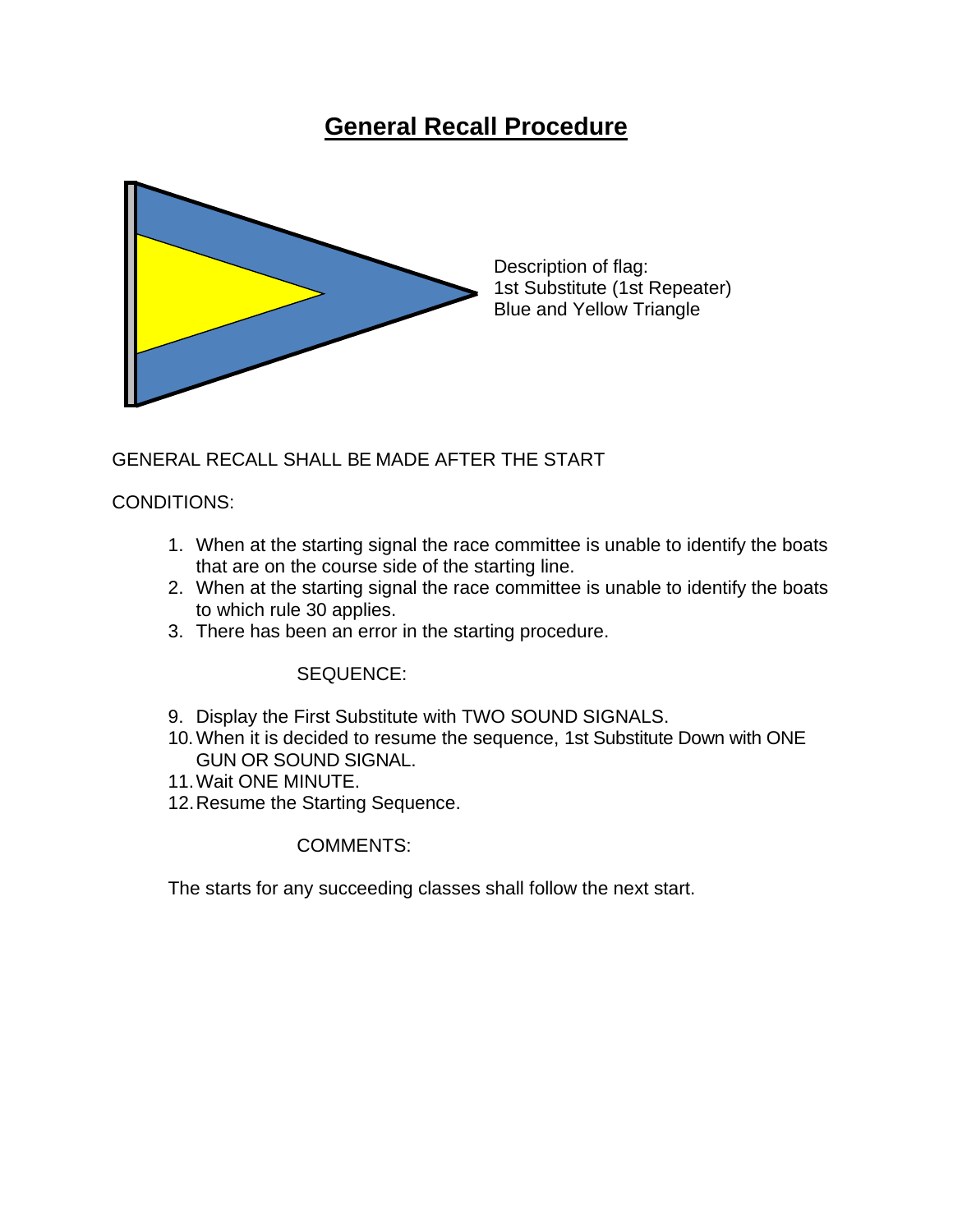# General Recall Procedure

Description of flag:
1st Substitute (1st Repeater)
Blue and Yellow Triangle

GENERAL RECALL SHALL BE MADE AFTER THE START

CONDITIONS:

1. When at the starting signal the race committee is unable to identify the boats that are on the course side of the starting line.
2. When at the starting signal the race committee is unable to identify the boats to which rule 30 applies.
3. There has been an error in the starting procedure.

SEQUENCE:

9. Display the First Substitute with TWO SOUND SIGNALS.
10. When it is decided to resume the sequence, 1st Substitute Down with ONE GUN OR SOUND SIGNAL.
11. Wait ONE MINUTE.
12. Resume the Starting Sequence.

COMMENTS:

The starts for any succeeding classes shall follow the next start.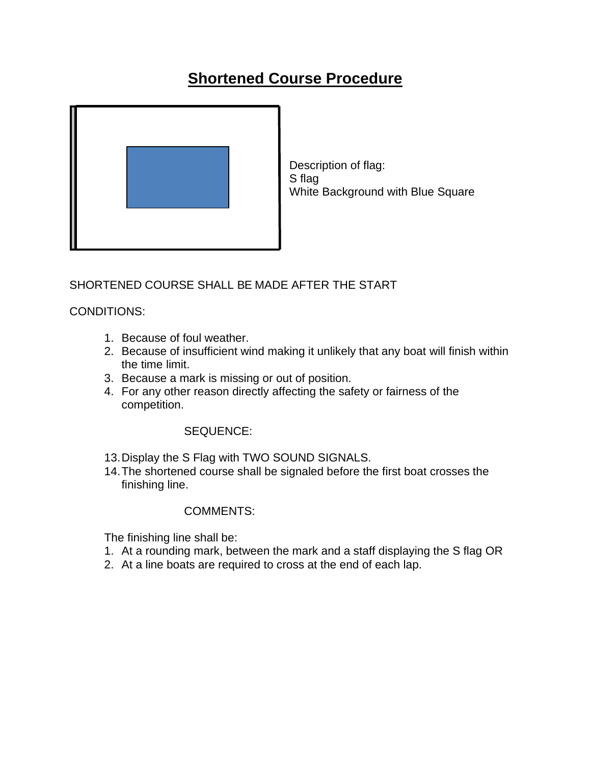# Shortened Course Procedure

Description of flag:
S flag
White Background with Blue Square

SHORTENED COURSE SHALL BE MADE AFTER THE START

CONDITIONS:

1. Because of foul weather.
2. Because of insufficient wind making it unlikely that any boat will finish within the time limit.
3. Because a mark is missing or out of position.
4. For any other reason directly affecting the safety or fairness of the competition.

SEQUENCE:

13. Display the S Flag with TWO SOUND SIGNALS.
14. The shortened course shall be signaled before the first boat crosses the finishing line.

COMMENTS:

The finishing line shall be:

1. At a rounding mark, between the mark and a staff displaying the S flag OR
2. At a line boats are required to cross at the end of each lap.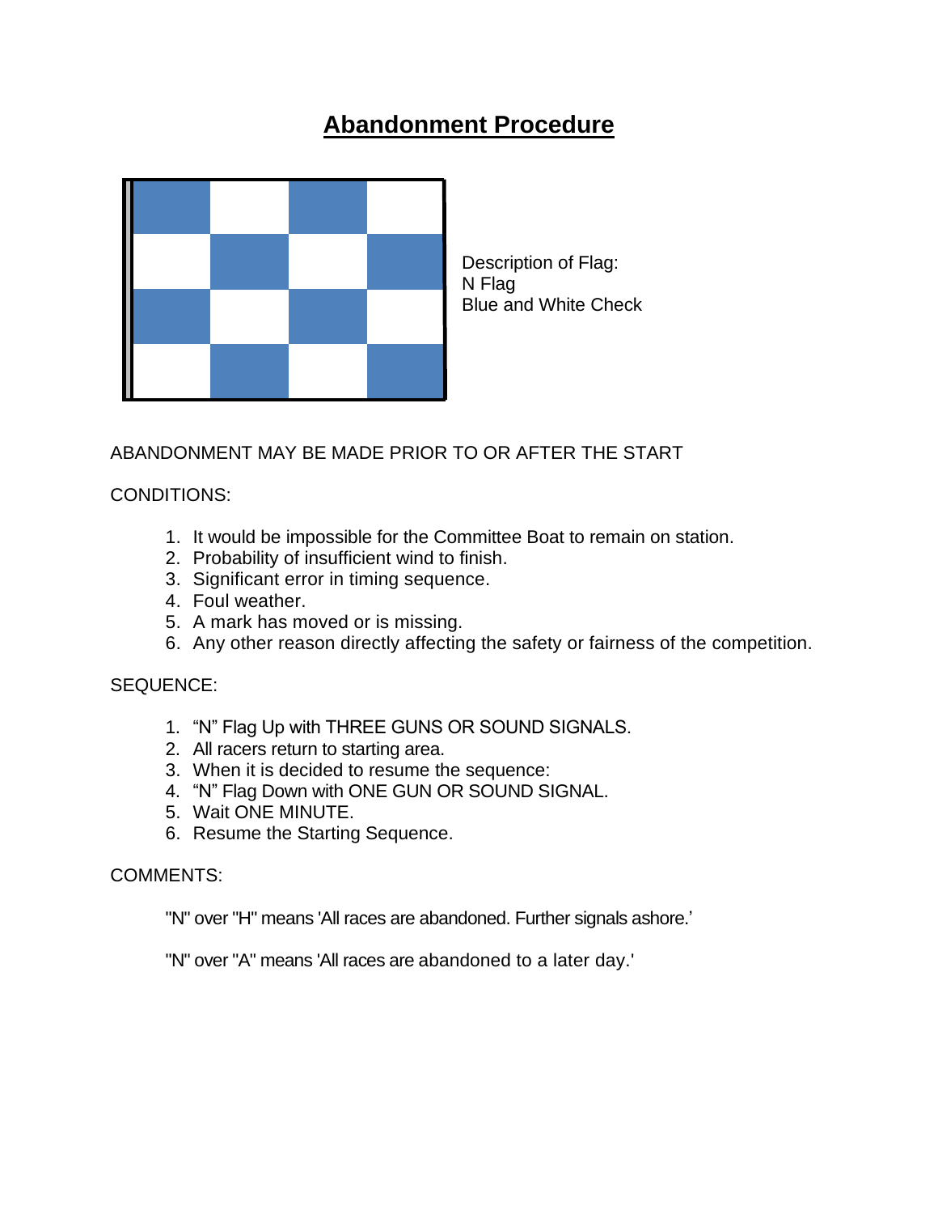# Abandonment Procedure

Description of Flag:
N Flag
Blue and White Check

ABANDONMENT MAY BE MADE PRIOR TO OR AFTER THE START

CONDITIONS:

1. It would be impossible for the Committee Boat to remain on station.
2. Probability of insufficient wind to finish.
3. Significant error in timing sequence.
4. Foul weather.
5. A mark has moved or is missing.
6. Any other reason directly affecting the safety or fairness of the competition.

SEQUENCE:

1. "N" Flag Up with THREE GUNS OR SOUND SIGNALS.
2. All racers return to starting area.
3. When it is decided to resume the sequence:
4. "N" Flag Down with ONE GUN OR SOUND SIGNAL.
5. Wait ONE MINUTE.
6. Resume the Starting Sequence.

COMMENTS:

"N" over "H" means 'All races are abandoned. Further signals ashore.'

"N" over "A" means 'All races are abandoned to a later day.'